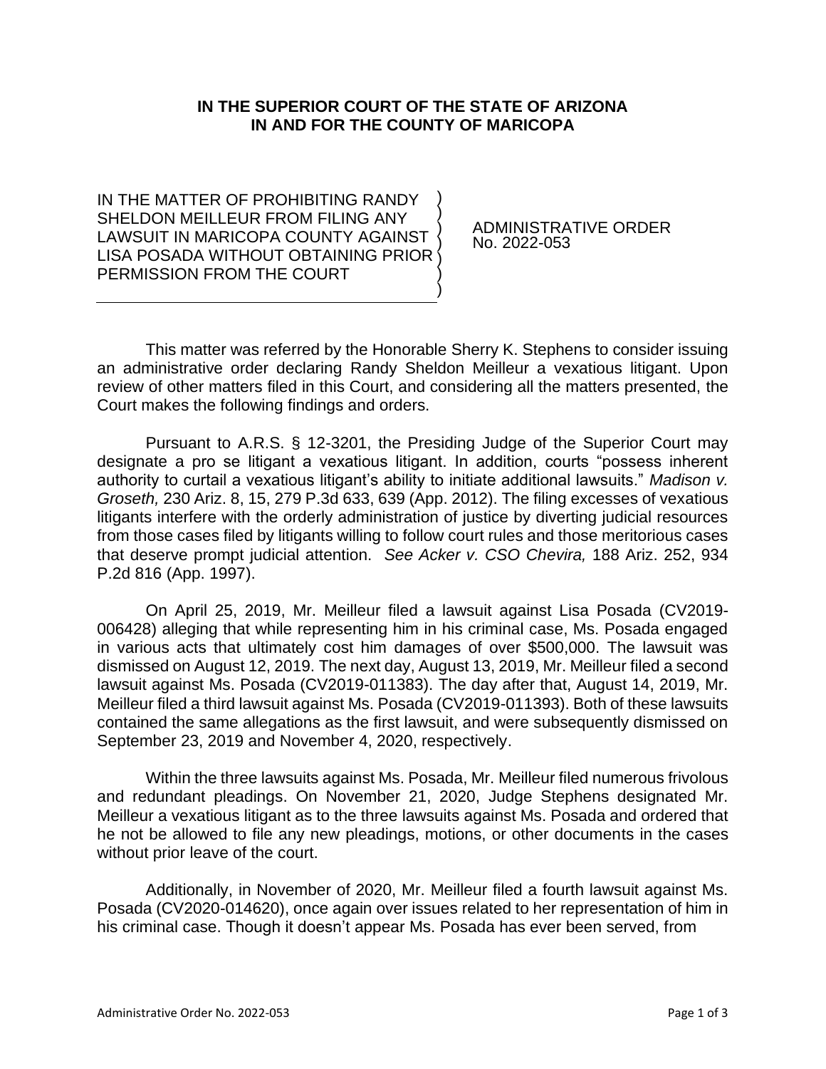**IN THE SUPERIOR COURT OF THE STATE OF ARIZONA**
**IN AND FOR THE COUNTY OF MARICOPA**

| IN THE MATTER OF PROHIBITING RANDY SHELDON MEILLEUR FROM FILING ANY LAWSUIT IN MARICOPA COUNTY AGAINST LISA POSADA WITHOUT OBTAINING PRIOR PERMISSION FROM THE COURT | ADMINISTRATIVE ORDER No. 2022-053 |
| --- | --- |

This matter was referred by the Honorable Sherry K. Stephens to consider issuing an administrative order declaring Randy Sheldon Meilleur a vexatious litigant. Upon review of other matters filed in this Court, and considering all the matters presented, the Court makes the following findings and orders.

Pursuant to A.R.S. § 12-3201, the Presiding Judge of the Superior Court may designate a pro se litigant a vexatious litigant. In addition, courts "possess inherent authority to curtail a vexatious litigant's ability to initiate additional lawsuits." *Madison v. Groseth,* 230 Ariz. 8, 15, 279 P.3d 633, 639 (App. 2012). The filing excesses of vexatious litigants interfere with the orderly administration of justice by diverting judicial resources from those cases filed by litigants willing to follow court rules and those meritorious cases that deserve prompt judicial attention. *See Acker v. CSO Chevira,* 188 Ariz. 252, 934 P.2d 816 (App. 1997).

On April 25, 2019, Mr. Meilleur filed a lawsuit against Lisa Posada (CV2019-006428) alleging that while representing him in his criminal case, Ms. Posada engaged in various acts that ultimately cost him damages of over $500,000. The lawsuit was dismissed on August 12, 2019. The next day, August 13, 2019, Mr. Meilleur filed a second lawsuit against Ms. Posada (CV2019-011383). The day after that, August 14, 2019, Mr. Meilleur filed a third lawsuit against Ms. Posada (CV2019-011393). Both of these lawsuits contained the same allegations as the first lawsuit, and were subsequently dismissed on September 23, 2019 and November 4, 2020, respectively.

Within the three lawsuits against Ms. Posada, Mr. Meilleur filed numerous frivolous and redundant pleadings. On November 21, 2020, Judge Stephens designated Mr. Meilleur a vexatious litigant as to the three lawsuits against Ms. Posada and ordered that he not be allowed to file any new pleadings, motions, or other documents in the cases without prior leave of the court.

Additionally, in November of 2020, Mr. Meilleur filed a fourth lawsuit against Ms. Posada (CV2020-014620), once again over issues related to her representation of him in his criminal case. Though it doesn't appear Ms. Posada has ever been served, from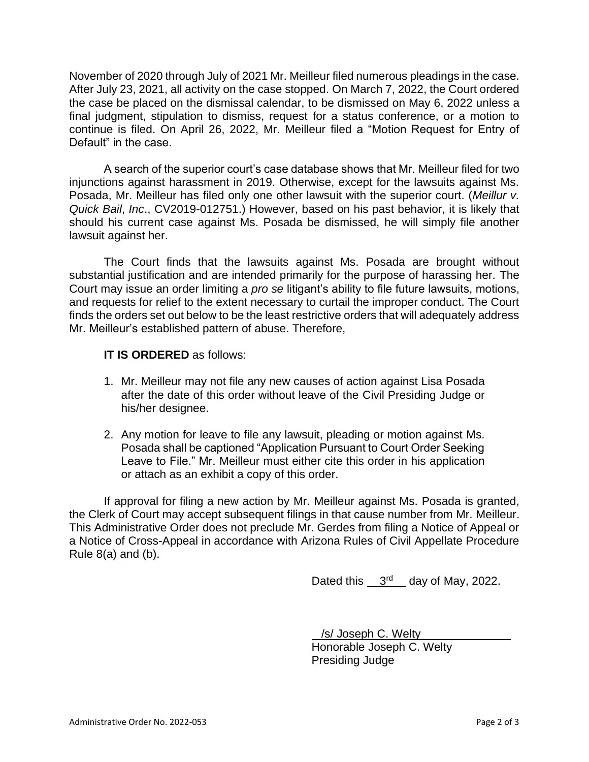November of 2020 through July of 2021 Mr. Meilleur filed numerous pleadings in the case. After July 23, 2021, all activity on the case stopped. On March 7, 2022, the Court ordered the case be placed on the dismissal calendar, to be dismissed on May 6, 2022 unless a final judgment, stipulation to dismiss, request for a status conference, or a motion to continue is filed. On April 26, 2022, Mr. Meilleur filed a "Motion Request for Entry of Default" in the case.

A search of the superior court's case database shows that Mr. Meilleur filed for two injunctions against harassment in 2019. Otherwise, except for the lawsuits against Ms. Posada, Mr. Meilleur has filed only one other lawsuit with the superior court. (*Meillur v. Quick Bail*, *Inc*., CV2019-012751.) However, based on his past behavior, it is likely that should his current case against Ms. Posada be dismissed, he will simply file another lawsuit against her.

The Court finds that the lawsuits against Ms. Posada are brought without substantial justification and are intended primarily for the purpose of harassing her. The Court may issue an order limiting a *pro se* litigant's ability to file future lawsuits, motions, and requests for relief to the extent necessary to curtail the improper conduct. The Court finds the orders set out below to be the least restrictive orders that will adequately address Mr. Meilleur's established pattern of abuse. Therefore,

**IT IS ORDERED** as follows:

1. Mr. Meilleur may not file any new causes of action against Lisa Posada after the date of this order without leave of the Civil Presiding Judge or his/her designee.

2. Any motion for leave to file any lawsuit, pleading or motion against Ms. Posada shall be captioned "Application Pursuant to Court Order Seeking Leave to File." Mr. Meilleur must either cite this order in his application or attach as an exhibit a copy of this order.

If approval for filing a new action by Mr. Meilleur against Ms. Posada is granted, the Clerk of Court may accept subsequent filings in that cause number from Mr. Meilleur. This Administrative Order does not preclude Mr. Gerdes from filing a Notice of Appeal or a Notice of Cross-Appeal in accordance with Arizona Rules of Civil Appellate Procedure Rule 8(a) and (b).

Dated this 3rd day of May, 2022.

/s/ Joseph C. Welty
Honorable Joseph C. Welty
Presiding Judge

Administrative Order No. 2022-053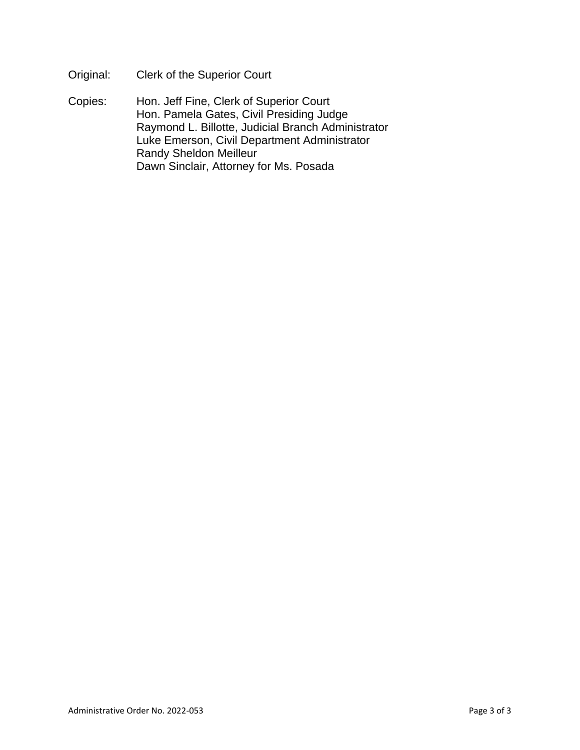Original: Clerk of the Superior Court

Copies: Hon. Jeff Fine, Clerk of Superior Court
Hon. Pamela Gates, Civil Presiding Judge
Raymond L. Billotte, Judicial Branch Administrator
Luke Emerson, Civil Department Administrator
Randy Sheldon Meilleur
Dawn Sinclair, Attorney for Ms. Posada